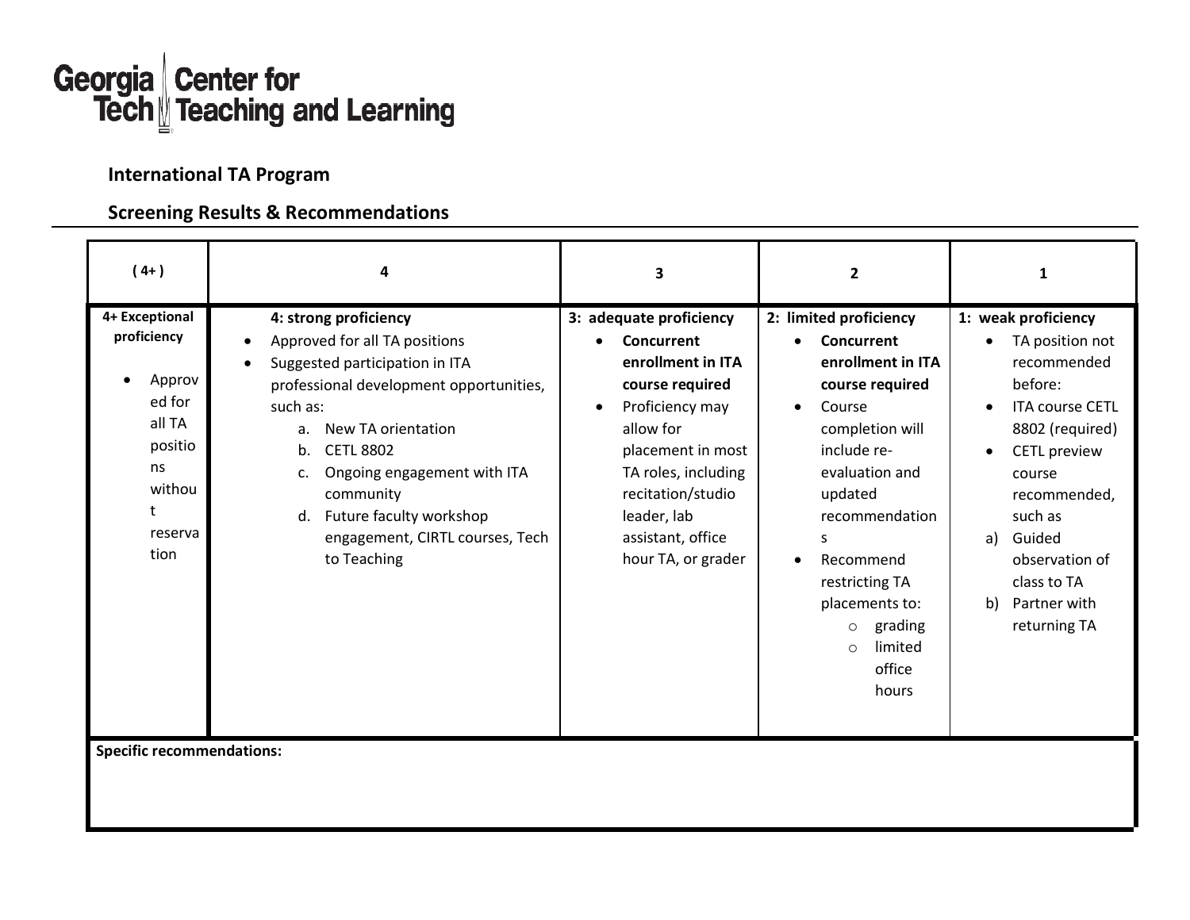Georgia Tech Center for Teaching and Learning

## International TA Program

## Screening Results & Recommendations

| ( 4+ ) | 4 | 3 | 2 | 1 |
|---|---|---|---|---|
| **4+ Exceptional proficiency**<br><br>• Approved for all TA positions without reservation | **4: strong proficiency**<br>• Approved for all TA positions<br>• Suggested participation in ITA professional development opportunities, such as:<br>a. New TA orientation<br>b. CETL 8802<br>c. Ongoing engagement with ITA community<br>d. Future faculty workshop engagement, CIRTL courses, Tech to Teaching | **3: adequate proficiency**<br>• **Concurrent enrollment in ITA course required**<br>• Proficiency may allow for placement in most TA roles, including recitation/studio leader, lab assistant, office hour TA, or grader | **2: limited proficiency**<br>• **Concurrent enrollment in ITA course required**<br>• Course completion will include re-evaluation and updated recommendations<br>• Recommend restricting TA placements to:<br>○ grading<br>○ limited office hours | **1: weak proficiency**<br>• TA position not recommended before:<br>• ITA course CETL 8802 (required)<br>• CETL preview course recommended, such as<br>a) Guided observation of class to TA<br>b) Partner with returning TA |

**Specific recommendations:**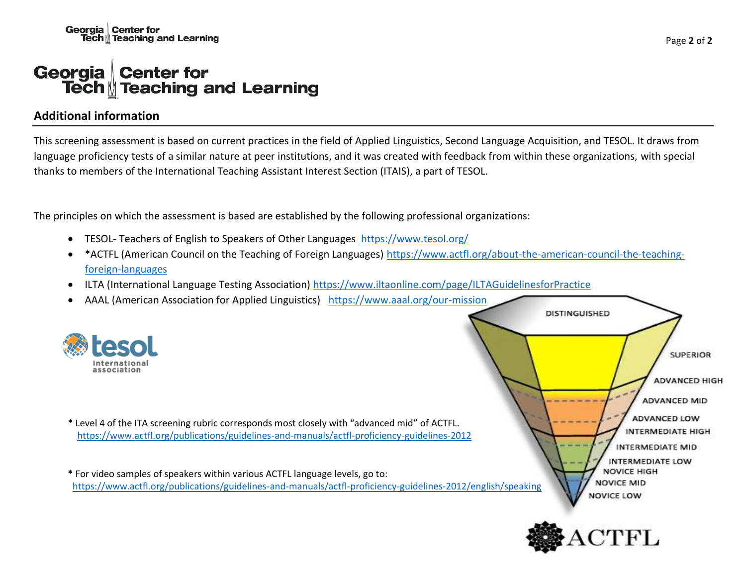## Additional information

This screening assessment is based on current practices in the field of Applied Linguistics, Second Language Acquisition, and TESOL. It draws from language proficiency tests of a similar nature at peer institutions, and it was created with feedback from within these organizations, with special thanks to members of the International Teaching Assistant Interest Section (ITAIS), a part of TESOL.

The principles on which the assessment is based are established by the following professional organizations:

- TESOL- Teachers of English to Speakers of Other Languages https://www.tesol.org/
- *ACTFL (American Council on the Teaching of Foreign Languages) https://www.actfl.org/about-the-american-council-the-teaching-foreign-languages
- ILTA (International Language Testing Association) https://www.iltaonline.com/page/ILTAGuidelinesforPractice
- AAAL (American Association for Applied Linguistics) https://www.aaal.org/our-mission

DISTINGUISHED
SUPERIOR
ADVANCED HIGH
ADVANCED MID
ADVANCED LOW
INTERMEDIATE HIGH
INTERMEDIATE MID
INTERMEDIATE LOW
NOVICE HIGH
NOVICE MID
NOVICE LOW

\* Level 4 of the ITA screening rubric corresponds most closely with "advanced mid" of ACTFL.
https://www.actfl.org/publications/guidelines-and-manuals/actfl-proficiency-guidelines-2012

**\*** For video samples of speakers within various ACTFL language levels, go to:
https://www.actfl.org/publications/guidelines-and-manuals/actfl-proficiency-guidelines-2012/english/speaking